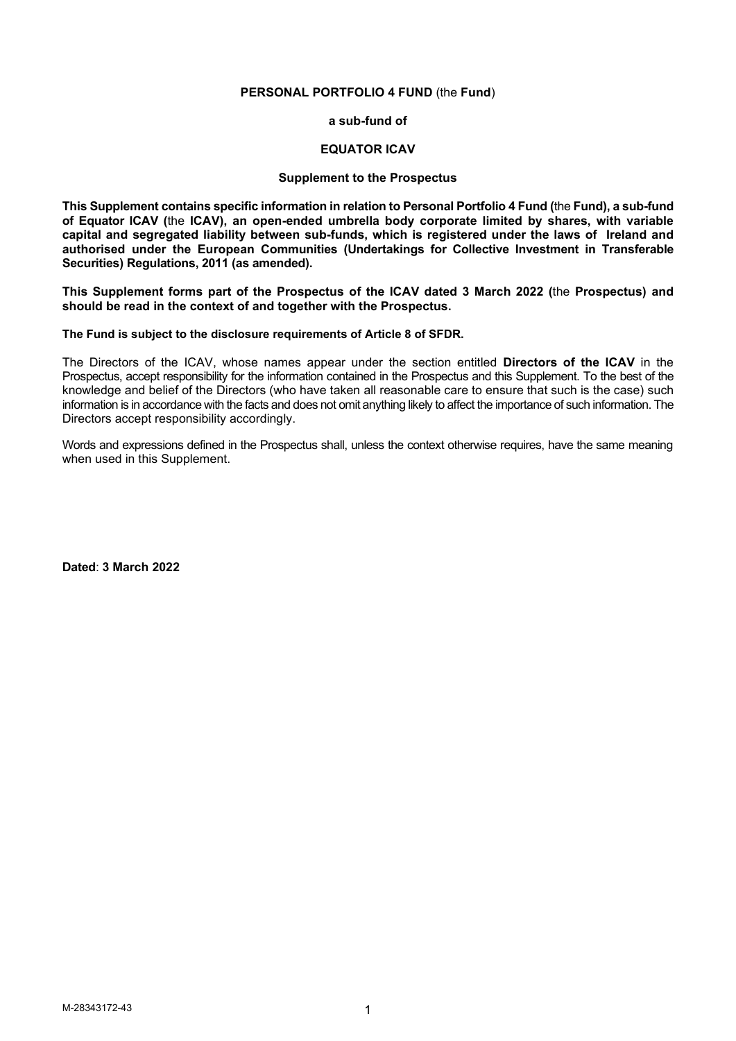**PERSONAL PORTFOLIO 4 FUND** (the **Fund**)

**a sub-fund of**

**EQUATOR ICAV**

**Supplement to the Prospectus**

**This Supplement contains specific information in relation to Personal Portfolio 4 Fund (**the **Fund), a sub-fund of Equator ICAV (**the **ICAV), an open-ended umbrella body corporate limited by shares, with variable capital and segregated liability between sub-funds, which is registered under the laws of Ireland and authorised under the European Communities (Undertakings for Collective Investment in Transferable Securities) Regulations, 2011 (as amended).**

**This Supplement forms part of the Prospectus of the ICAV dated 3 March 2022 (**the **Prospectus) and should be read in the context of and together with the Prospectus.**

**The Fund is subject to the disclosure requirements of Article 8 of SFDR.**

The Directors of the ICAV, whose names appear under the section entitled **Directors of the ICAV** in the Prospectus, accept responsibility for the information contained in the Prospectus and this Supplement. To the best of the knowledge and belief of the Directors (who have taken all reasonable care to ensure that such is the case) such information is in accordance with the facts and does not omit anything likely to affect the importance of such information. The Directors accept responsibility accordingly.

Words and expressions defined in the Prospectus shall, unless the context otherwise requires, have the same meaning when used in this Supplement.

**Dated**: **3 March 2022**

M-28343172-43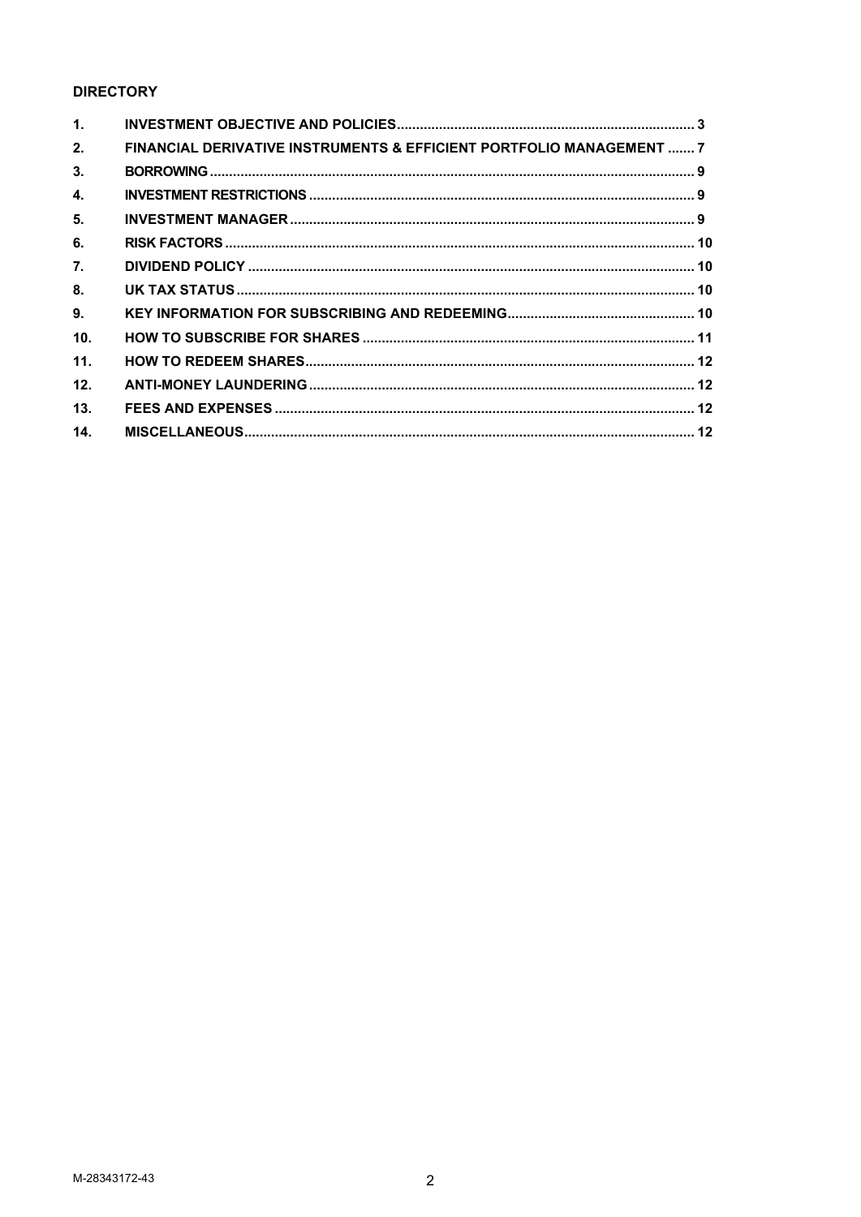**DIRECTORY**

| | | |
|---|---|---|
| 1. | INVESTMENT OBJECTIVE AND POLICIES | 3 |
| 2. | FINANCIAL DERIVATIVE INSTRUMENTS & EFFICIENT PORTFOLIO MANAGEMENT | 7 |
| 3. | BORROWING | 9 |
| 4. | INVESTMENT RESTRICTIONS | 9 |
| 5. | INVESTMENT MANAGER | 9 |
| 6. | RISK FACTORS | 10 |
| 7. | DIVIDEND POLICY | 10 |
| 8. | UK TAX STATUS | 10 |
| 9. | KEY INFORMATION FOR SUBSCRIBING AND REDEEMING | 10 |
| 10. | HOW TO SUBSCRIBE FOR SHARES | 11 |
| 11. | HOW TO REDEEM SHARES | 12 |
| 12. | ANTI-MONEY LAUNDERING | 12 |
| 13. | FEES AND EXPENSES | 12 |
| 14. | MISCELLANEOUS | 12 |

M-28343172-43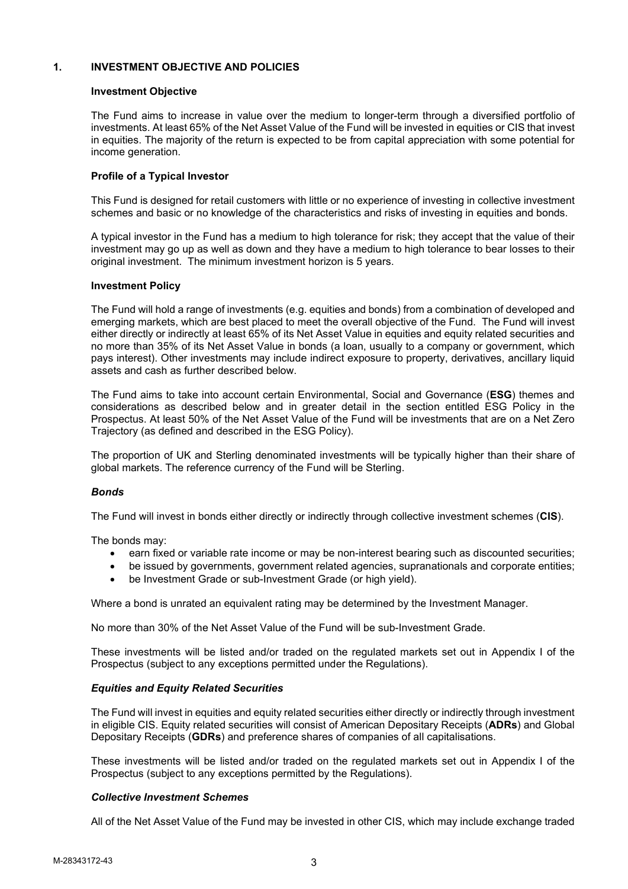## 1. INVESTMENT OBJECTIVE AND POLICIES

### Investment Objective

The Fund aims to increase in value over the medium to longer-term through a diversified portfolio of investments. At least 65% of the Net Asset Value of the Fund will be invested in equities or CIS that invest in equities. The majority of the return is expected to be from capital appreciation with some potential for income generation.

### Profile of a Typical Investor

This Fund is designed for retail customers with little or no experience of investing in collective investment schemes and basic or no knowledge of the characteristics and risks of investing in equities and bonds.

A typical investor in the Fund has a medium to high tolerance for risk; they accept that the value of their investment may go up as well as down and they have a medium to high tolerance to bear losses to their original investment. The minimum investment horizon is 5 years.

### Investment Policy

The Fund will hold a range of investments (e.g. equities and bonds) from a combination of developed and emerging markets, which are best placed to meet the overall objective of the Fund. The Fund will invest either directly or indirectly at least 65% of its Net Asset Value in equities and equity related securities and no more than 35% of its Net Asset Value in bonds (a loan, usually to a company or government, which pays interest). Other investments may include indirect exposure to property, derivatives, ancillary liquid assets and cash as further described below.

The Fund aims to take into account certain Environmental, Social and Governance (**ESG**) themes and considerations as described below and in greater detail in the section entitled ESG Policy in the Prospectus. At least 50% of the Net Asset Value of the Fund will be investments that are on a Net Zero Trajectory (as defined and described in the ESG Policy).

The proportion of UK and Sterling denominated investments will be typically higher than their share of global markets. The reference currency of the Fund will be Sterling.

#### *Bonds*

The Fund will invest in bonds either directly or indirectly through collective investment schemes (**CIS**).

The bonds may:

- earn fixed or variable rate income or may be non-interest bearing such as discounted securities;
- be issued by governments, government related agencies, supranationals and corporate entities;
- be Investment Grade or sub-Investment Grade (or high yield).

Where a bond is unrated an equivalent rating may be determined by the Investment Manager.

No more than 30% of the Net Asset Value of the Fund will be sub-Investment Grade.

These investments will be listed and/or traded on the regulated markets set out in Appendix I of the Prospectus (subject to any exceptions permitted under the Regulations).

#### *Equities and Equity Related Securities*

The Fund will invest in equities and equity related securities either directly or indirectly through investment in eligible CIS. Equity related securities will consist of American Depositary Receipts (**ADRs**) and Global Depositary Receipts (**GDRs**) and preference shares of companies of all capitalisations.

These investments will be listed and/or traded on the regulated markets set out in Appendix I of the Prospectus (subject to any exceptions permitted by the Regulations).

#### *Collective Investment Schemes*

All of the Net Asset Value of the Fund may be invested in other CIS, which may include exchange traded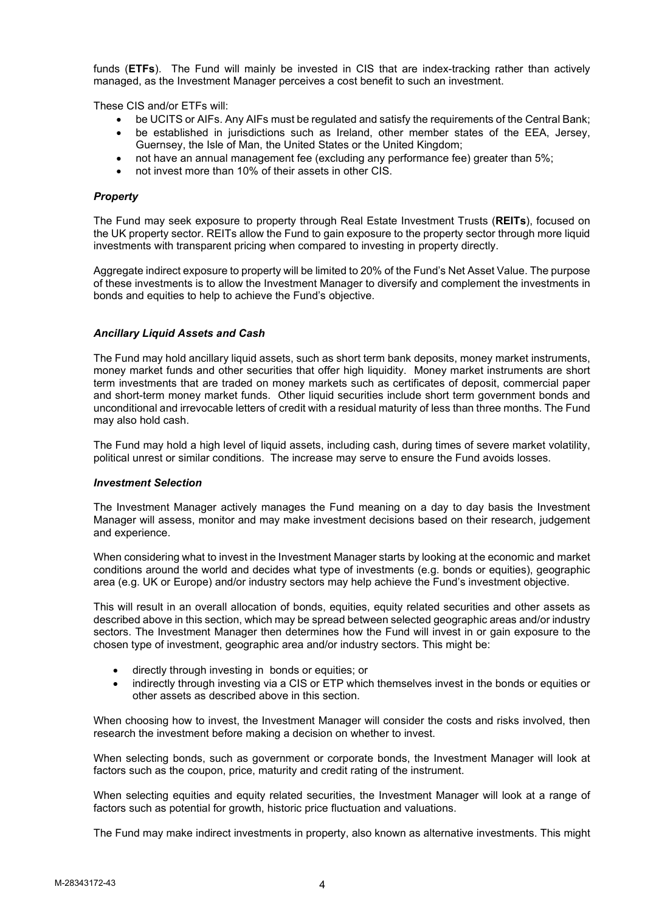funds (**ETFs**). The Fund will mainly be invested in CIS that are index-tracking rather than actively managed, as the Investment Manager perceives a cost benefit to such an investment.

These CIS and/or ETFs will:

- be UCITS or AIFs. Any AIFs must be regulated and satisfy the requirements of the Central Bank;
- be established in jurisdictions such as Ireland, other member states of the EEA, Jersey, Guernsey, the Isle of Man, the United States or the United Kingdom;
- not have an annual management fee (excluding any performance fee) greater than 5%;
- not invest more than 10% of their assets in other CIS.

### *Property*

The Fund may seek exposure to property through Real Estate Investment Trusts (**REITs**), focused on the UK property sector. REITs allow the Fund to gain exposure to the property sector through more liquid investments with transparent pricing when compared to investing in property directly.

Aggregate indirect exposure to property will be limited to 20% of the Fund's Net Asset Value. The purpose of these investments is to allow the Investment Manager to diversify and complement the investments in bonds and equities to help to achieve the Fund's objective.

### *Ancillary Liquid Assets and Cash*

The Fund may hold ancillary liquid assets, such as short term bank deposits, money market instruments, money market funds and other securities that offer high liquidity. Money market instruments are short term investments that are traded on money markets such as certificates of deposit, commercial paper and short-term money market funds. Other liquid securities include short term government bonds and unconditional and irrevocable letters of credit with a residual maturity of less than three months. The Fund may also hold cash.

The Fund may hold a high level of liquid assets, including cash, during times of severe market volatility, political unrest or similar conditions. The increase may serve to ensure the Fund avoids losses.

### *Investment Selection*

The Investment Manager actively manages the Fund meaning on a day to day basis the Investment Manager will assess, monitor and may make investment decisions based on their research, judgement and experience.

When considering what to invest in the Investment Manager starts by looking at the economic and market conditions around the world and decides what type of investments (e.g. bonds or equities), geographic area (e.g. UK or Europe) and/or industry sectors may help achieve the Fund's investment objective.

This will result in an overall allocation of bonds, equities, equity related securities and other assets as described above in this section, which may be spread between selected geographic areas and/or industry sectors. The Investment Manager then determines how the Fund will invest in or gain exposure to the chosen type of investment, geographic area and/or industry sectors. This might be:

- directly through investing in bonds or equities; or
- indirectly through investing via a CIS or ETP which themselves invest in the bonds or equities or other assets as described above in this section.

When choosing how to invest, the Investment Manager will consider the costs and risks involved, then research the investment before making a decision on whether to invest.

When selecting bonds, such as government or corporate bonds, the Investment Manager will look at factors such as the coupon, price, maturity and credit rating of the instrument.

When selecting equities and equity related securities, the Investment Manager will look at a range of factors such as potential for growth, historic price fluctuation and valuations.

The Fund may make indirect investments in property, also known as alternative investments. This might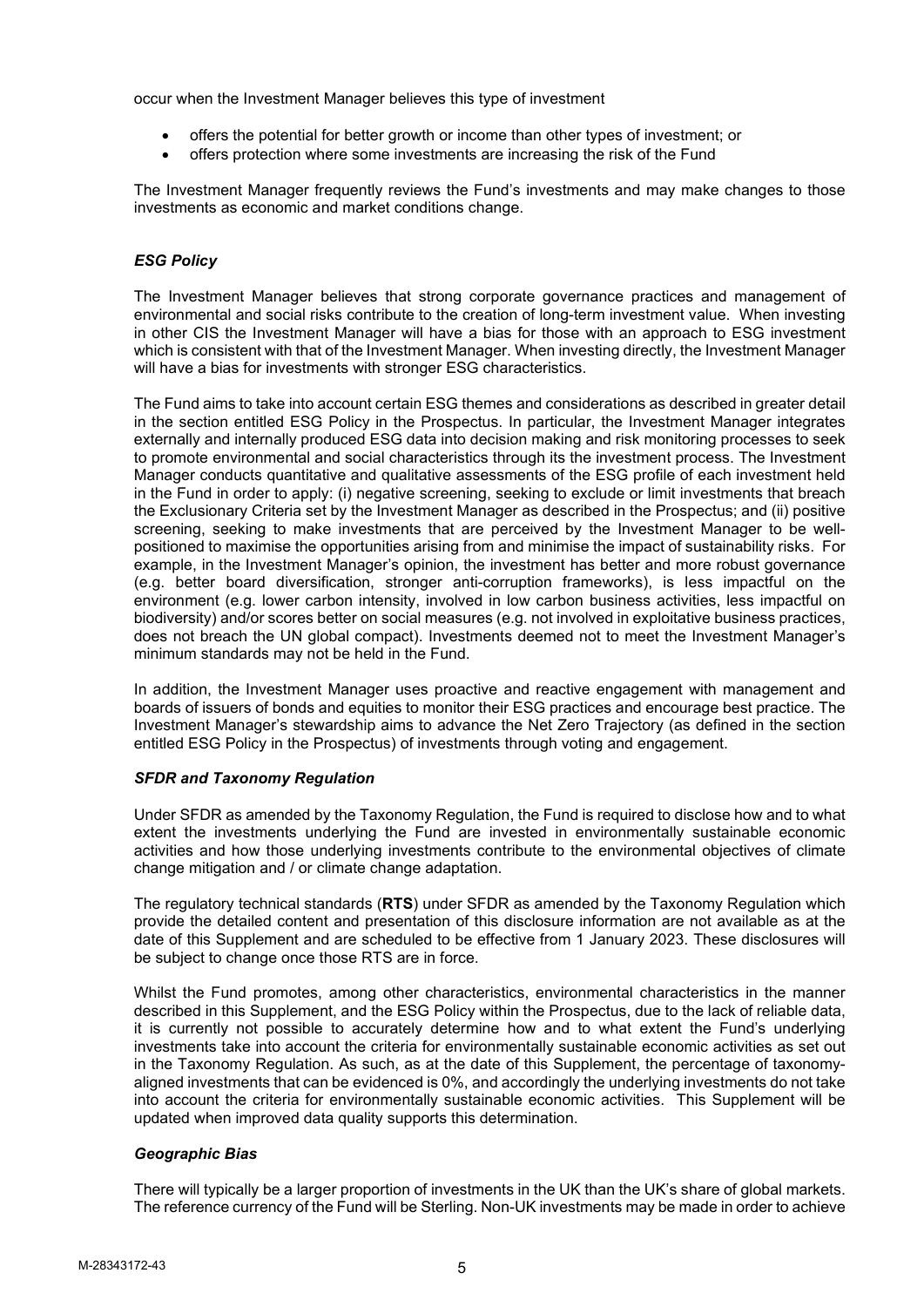occur when the Investment Manager believes this type of investment

- offers the potential for better growth or income than other types of investment; or
- offers protection where some investments are increasing the risk of the Fund

The Investment Manager frequently reviews the Fund's investments and may make changes to those investments as economic and market conditions change.

### *ESG Policy*

The Investment Manager believes that strong corporate governance practices and management of environmental and social risks contribute to the creation of long-term investment value. When investing in other CIS the Investment Manager will have a bias for those with an approach to ESG investment which is consistent with that of the Investment Manager. When investing directly, the Investment Manager will have a bias for investments with stronger ESG characteristics.

The Fund aims to take into account certain ESG themes and considerations as described in greater detail in the section entitled ESG Policy in the Prospectus. In particular, the Investment Manager integrates externally and internally produced ESG data into decision making and risk monitoring processes to seek to promote environmental and social characteristics through its the investment process. The Investment Manager conducts quantitative and qualitative assessments of the ESG profile of each investment held in the Fund in order to apply: (i) negative screening, seeking to exclude or limit investments that breach the Exclusionary Criteria set by the Investment Manager as described in the Prospectus; and (ii) positive screening, seeking to make investments that are perceived by the Investment Manager to be well-positioned to maximise the opportunities arising from and minimise the impact of sustainability risks. For example, in the Investment Manager's opinion, the investment has better and more robust governance (e.g. better board diversification, stronger anti-corruption frameworks), is less impactful on the environment (e.g. lower carbon intensity, involved in low carbon business activities, less impactful on biodiversity) and/or scores better on social measures (e.g. not involved in exploitative business practices, does not breach the UN global compact). Investments deemed not to meet the Investment Manager's minimum standards may not be held in the Fund.

In addition, the Investment Manager uses proactive and reactive engagement with management and boards of issuers of bonds and equities to monitor their ESG practices and encourage best practice. The Investment Manager's stewardship aims to advance the Net Zero Trajectory (as defined in the section entitled ESG Policy in the Prospectus) of investments through voting and engagement.

### *SFDR and Taxonomy Regulation*

Under SFDR as amended by the Taxonomy Regulation, the Fund is required to disclose how and to what extent the investments underlying the Fund are invested in environmentally sustainable economic activities and how those underlying investments contribute to the environmental objectives of climate change mitigation and / or climate change adaptation.

The regulatory technical standards (**RTS**) under SFDR as amended by the Taxonomy Regulation which provide the detailed content and presentation of this disclosure information are not available as at the date of this Supplement and are scheduled to be effective from 1 January 2023. These disclosures will be subject to change once those RTS are in force.

Whilst the Fund promotes, among other characteristics, environmental characteristics in the manner described in this Supplement, and the ESG Policy within the Prospectus, due to the lack of reliable data, it is currently not possible to accurately determine how and to what extent the Fund's underlying investments take into account the criteria for environmentally sustainable economic activities as set out in the Taxonomy Regulation. As such, as at the date of this Supplement, the percentage of taxonomy-aligned investments that can be evidenced is 0%, and accordingly the underlying investments do not take into account the criteria for environmentally sustainable economic activities. This Supplement will be updated when improved data quality supports this determination.

### *Geographic Bias*

There will typically be a larger proportion of investments in the UK than the UK's share of global markets. The reference currency of the Fund will be Sterling. Non-UK investments may be made in order to achieve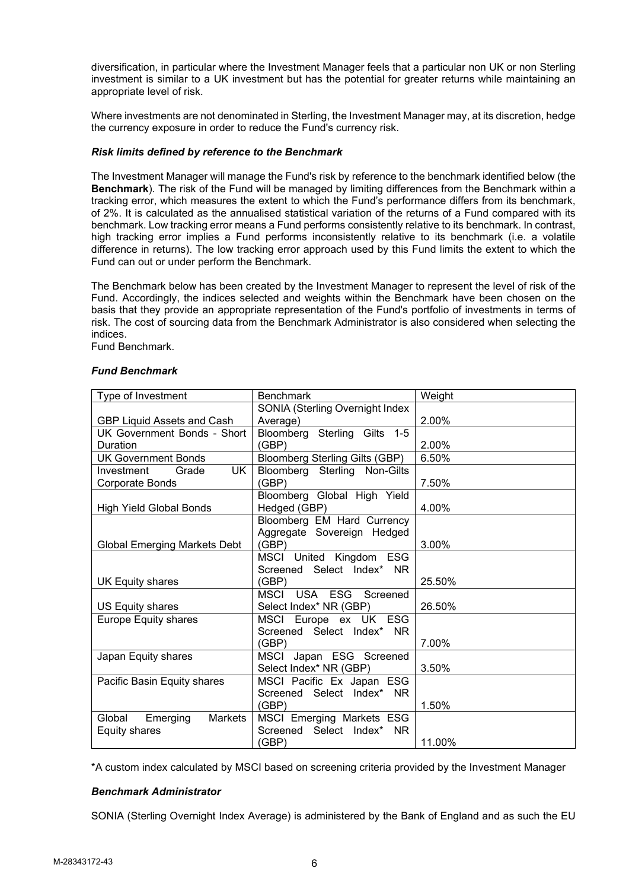diversification, in particular where the Investment Manager feels that a particular non UK or non Sterling investment is similar to a UK investment but has the potential for greater returns while maintaining an appropriate level of risk.

Where investments are not denominated in Sterling, the Investment Manager may, at its discretion, hedge the currency exposure in order to reduce the Fund's currency risk.

***Risk limits defined by reference to the Benchmark***

The Investment Manager will manage the Fund's risk by reference to the benchmark identified below (the **Benchmark**). The risk of the Fund will be managed by limiting differences from the Benchmark within a tracking error, which measures the extent to which the Fund's performance differs from its benchmark, of 2%. It is calculated as the annualised statistical variation of the returns of a Fund compared with its benchmark. Low tracking error means a Fund performs consistently relative to its benchmark. In contrast, high tracking error implies a Fund performs inconsistently relative to its benchmark (i.e. a volatile difference in returns). The low tracking error approach used by this Fund limits the extent to which the Fund can out or under perform the Benchmark.

The Benchmark below has been created by the Investment Manager to represent the level of risk of the Fund. Accordingly, the indices selected and weights within the Benchmark have been chosen on the basis that they provide an appropriate representation of the Fund's portfolio of investments in terms of risk. The cost of sourcing data from the Benchmark Administrator is also considered when selecting the indices.
Fund Benchmark.

***Fund Benchmark***

| Type of Investment | Benchmark | Weight |
|---|---|---|
| GBP Liquid Assets and Cash | SONIA (Sterling Overnight Index Average) | 2.00% |
| UK Government Bonds - Short Duration | Bloomberg Sterling Gilts 1-5 (GBP) | 2.00% |
| UK Government Bonds | Bloomberg Sterling Gilts (GBP) | 6.50% |
| Investment Grade UK Corporate Bonds | Bloomberg Sterling Non-Gilts (GBP) | 7.50% |
| High Yield Global Bonds | Bloomberg Global High Yield Hedged (GBP) | 4.00% |
| Global Emerging Markets Debt | Bloomberg EM Hard Currency Aggregate Sovereign Hedged (GBP) | 3.00% |
| UK Equity shares | MSCI United Kingdom ESG Screened Select Index* NR (GBP) | 25.50% |
| US Equity shares | MSCI USA ESG Screened Select Index* NR (GBP) | 26.50% |
| Europe Equity shares | MSCI Europe ex UK ESG Screened Select Index* NR (GBP) | 7.00% |
| Japan Equity shares | MSCI Japan ESG Screened Select Index* NR (GBP) | 3.50% |
| Pacific Basin Equity shares | MSCI Pacific Ex Japan ESG Screened Select Index* NR (GBP) | 1.50% |
| Global Emerging Markets Equity shares | MSCI Emerging Markets ESG Screened Select Index* NR (GBP) | 11.00% |

*A custom index calculated by MSCI based on screening criteria provided by the Investment Manager

***Benchmark Administrator***

SONIA (Sterling Overnight Index Average) is administered by the Bank of England and as such the EU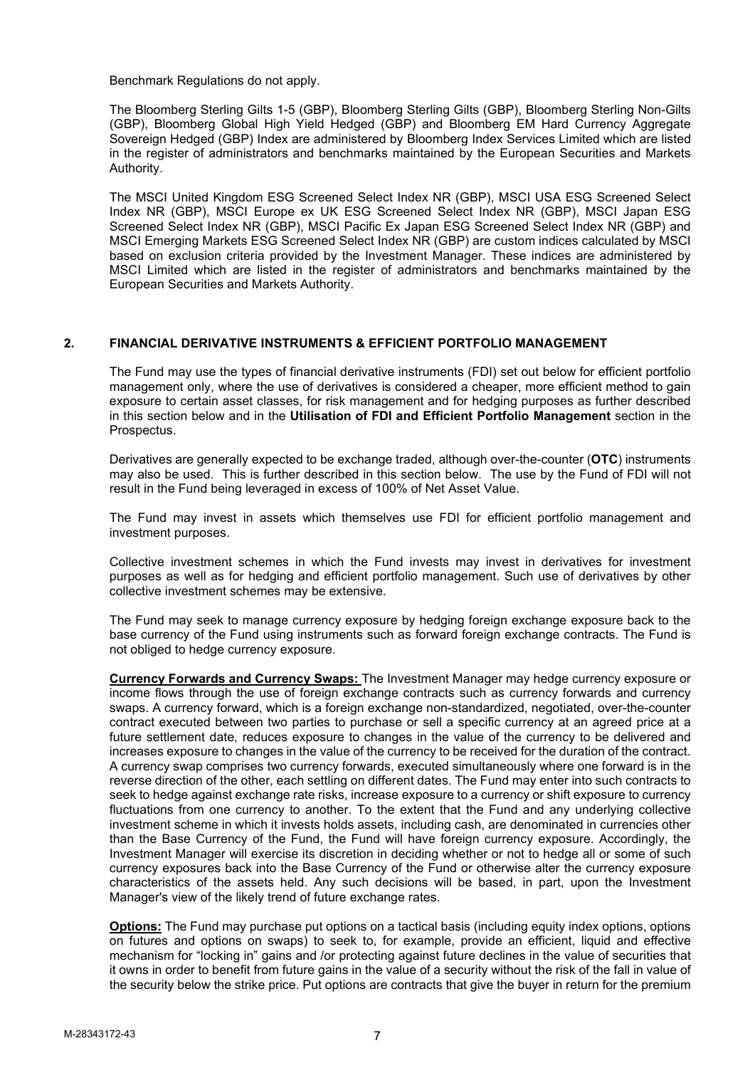Benchmark Regulations do not apply.

The Bloomberg Sterling Gilts 1-5 (GBP), Bloomberg Sterling Gilts (GBP), Bloomberg Sterling Non-Gilts (GBP), Bloomberg Global High Yield Hedged (GBP) and Bloomberg EM Hard Currency Aggregate Sovereign Hedged (GBP) Index are administered by Bloomberg Index Services Limited which are listed in the register of administrators and benchmarks maintained by the European Securities and Markets Authority.

The MSCI United Kingdom ESG Screened Select Index NR (GBP), MSCI USA ESG Screened Select Index NR (GBP), MSCI Europe ex UK ESG Screened Select Index NR (GBP), MSCI Japan ESG Screened Select Index NR (GBP), MSCI Pacific Ex Japan ESG Screened Select Index NR (GBP) and MSCI Emerging Markets ESG Screened Select Index NR (GBP) are custom indices calculated by MSCI based on exclusion criteria provided by the Investment Manager. These indices are administered by MSCI Limited which are listed in the register of administrators and benchmarks maintained by the European Securities and Markets Authority.

## 2. FINANCIAL DERIVATIVE INSTRUMENTS & EFFICIENT PORTFOLIO MANAGEMENT

The Fund may use the types of financial derivative instruments (FDI) set out below for efficient portfolio management only, where the use of derivatives is considered a cheaper, more efficient method to gain exposure to certain asset classes, for risk management and for hedging purposes as further described in this section below and in the **Utilisation of FDI and Efficient Portfolio Management** section in the Prospectus.

Derivatives are generally expected to be exchange traded, although over-the-counter (**OTC**) instruments may also be used. This is further described in this section below. The use by the Fund of FDI will not result in the Fund being leveraged in excess of 100% of Net Asset Value.

The Fund may invest in assets which themselves use FDI for efficient portfolio management and investment purposes.

Collective investment schemes in which the Fund invests may invest in derivatives for investment purposes as well as for hedging and efficient portfolio management. Such use of derivatives by other collective investment schemes may be extensive.

The Fund may seek to manage currency exposure by hedging foreign exchange exposure back to the base currency of the Fund using instruments such as forward foreign exchange contracts. The Fund is not obliged to hedge currency exposure.

**Currency Forwards and Currency Swaps:** The Investment Manager may hedge currency exposure or income flows through the use of foreign exchange contracts such as currency forwards and currency swaps. A currency forward, which is a foreign exchange non-standardized, negotiated, over-the-counter contract executed between two parties to purchase or sell a specific currency at an agreed price at a future settlement date, reduces exposure to changes in the value of the currency to be delivered and increases exposure to changes in the value of the currency to be received for the duration of the contract. A currency swap comprises two currency forwards, executed simultaneously where one forward is in the reverse direction of the other, each settling on different dates. The Fund may enter into such contracts to seek to hedge against exchange rate risks, increase exposure to a currency or shift exposure to currency fluctuations from one currency to another. To the extent that the Fund and any underlying collective investment scheme in which it invests holds assets, including cash, are denominated in currencies other than the Base Currency of the Fund, the Fund will have foreign currency exposure. Accordingly, the Investment Manager will exercise its discretion in deciding whether or not to hedge all or some of such currency exposures back into the Base Currency of the Fund or otherwise alter the currency exposure characteristics of the assets held. Any such decisions will be based, in part, upon the Investment Manager's view of the likely trend of future exchange rates.

**Options:** The Fund may purchase put options on a tactical basis (including equity index options, options on futures and options on swaps) to seek to, for example, provide an efficient, liquid and effective mechanism for "locking in" gains and /or protecting against future declines in the value of securities that it owns in order to benefit from future gains in the value of a security without the risk of the fall in value of the security below the strike price. Put options are contracts that give the buyer in return for the premium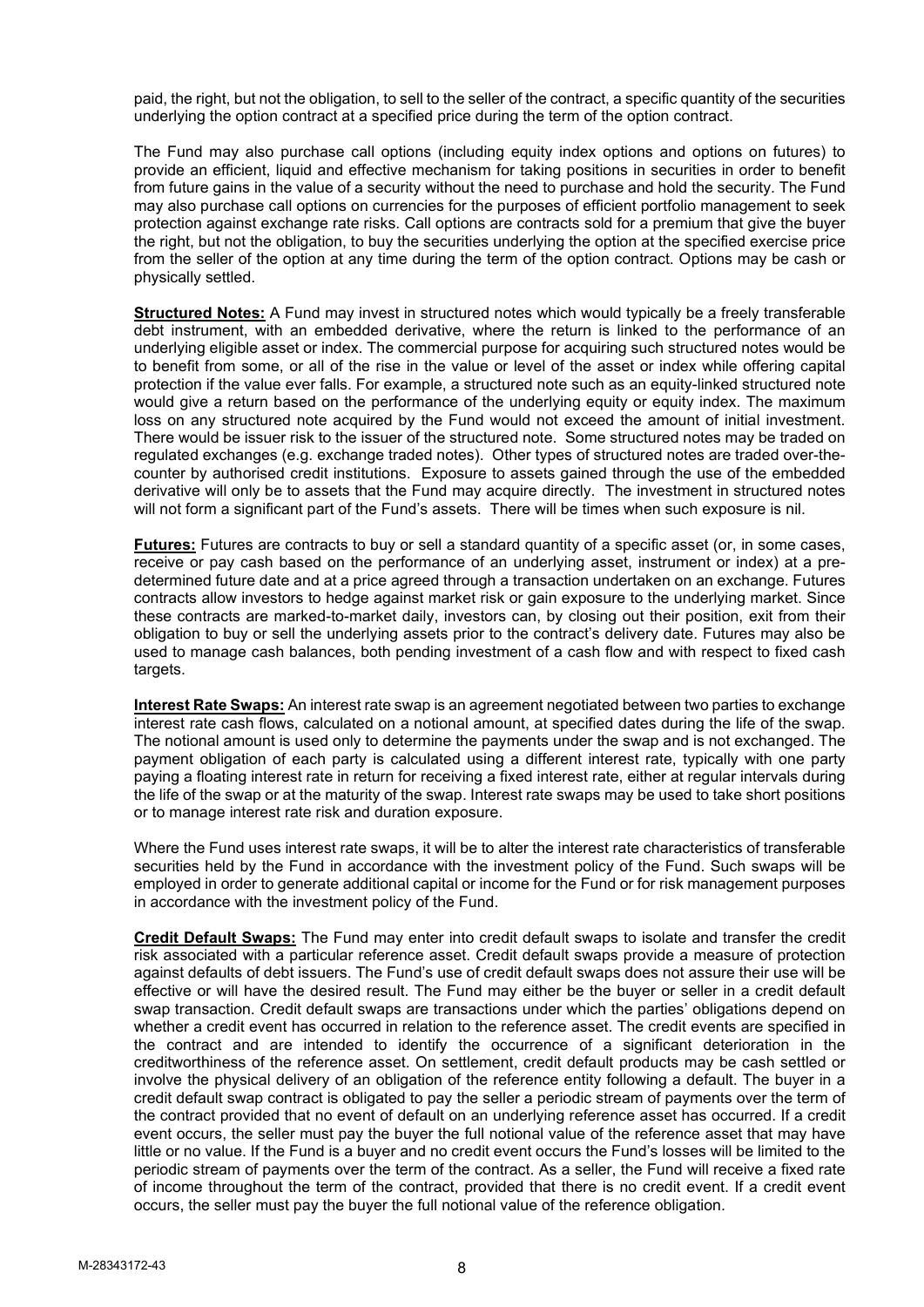paid, the right, but not the obligation, to sell to the seller of the contract, a specific quantity of the securities underlying the option contract at a specified price during the term of the option contract.

The Fund may also purchase call options (including equity index options and options on futures) to provide an efficient, liquid and effective mechanism for taking positions in securities in order to benefit from future gains in the value of a security without the need to purchase and hold the security. The Fund may also purchase call options on currencies for the purposes of efficient portfolio management to seek protection against exchange rate risks. Call options are contracts sold for a premium that give the buyer the right, but not the obligation, to buy the securities underlying the option at the specified exercise price from the seller of the option at any time during the term of the option contract. Options may be cash or physically settled.

**Structured Notes:** A Fund may invest in structured notes which would typically be a freely transferable debt instrument, with an embedded derivative, where the return is linked to the performance of an underlying eligible asset or index. The commercial purpose for acquiring such structured notes would be to benefit from some, or all of the rise in the value or level of the asset or index while offering capital protection if the value ever falls. For example, a structured note such as an equity-linked structured note would give a return based on the performance of the underlying equity or equity index. The maximum loss on any structured note acquired by the Fund would not exceed the amount of initial investment. There would be issuer risk to the issuer of the structured note. Some structured notes may be traded on regulated exchanges (e.g. exchange traded notes). Other types of structured notes are traded over-the-counter by authorised credit institutions. Exposure to assets gained through the use of the embedded derivative will only be to assets that the Fund may acquire directly. The investment in structured notes will not form a significant part of the Fund's assets. There will be times when such exposure is nil.

**Futures:** Futures are contracts to buy or sell a standard quantity of a specific asset (or, in some cases, receive or pay cash based on the performance of an underlying asset, instrument or index) at a pre-determined future date and at a price agreed through a transaction undertaken on an exchange. Futures contracts allow investors to hedge against market risk or gain exposure to the underlying market. Since these contracts are marked-to-market daily, investors can, by closing out their position, exit from their obligation to buy or sell the underlying assets prior to the contract's delivery date. Futures may also be used to manage cash balances, both pending investment of a cash flow and with respect to fixed cash targets.

**Interest Rate Swaps:** An interest rate swap is an agreement negotiated between two parties to exchange interest rate cash flows, calculated on a notional amount, at specified dates during the life of the swap. The notional amount is used only to determine the payments under the swap and is not exchanged. The payment obligation of each party is calculated using a different interest rate, typically with one party paying a floating interest rate in return for receiving a fixed interest rate, either at regular intervals during the life of the swap or at the maturity of the swap. Interest rate swaps may be used to take short positions or to manage interest rate risk and duration exposure.

Where the Fund uses interest rate swaps, it will be to alter the interest rate characteristics of transferable securities held by the Fund in accordance with the investment policy of the Fund. Such swaps will be employed in order to generate additional capital or income for the Fund or for risk management purposes in accordance with the investment policy of the Fund.

**Credit Default Swaps:** The Fund may enter into credit default swaps to isolate and transfer the credit risk associated with a particular reference asset. Credit default swaps provide a measure of protection against defaults of debt issuers. The Fund's use of credit default swaps does not assure their use will be effective or will have the desired result. The Fund may either be the buyer or seller in a credit default swap transaction. Credit default swaps are transactions under which the parties' obligations depend on whether a credit event has occurred in relation to the reference asset. The credit events are specified in the contract and are intended to identify the occurrence of a significant deterioration in the creditworthiness of the reference asset. On settlement, credit default products may be cash settled or involve the physical delivery of an obligation of the reference entity following a default. The buyer in a credit default swap contract is obligated to pay the seller a periodic stream of payments over the term of the contract provided that no event of default on an underlying reference asset has occurred. If a credit event occurs, the seller must pay the buyer the full notional value of the reference asset that may have little or no value. If the Fund is a buyer and no credit event occurs the Fund's losses will be limited to the periodic stream of payments over the term of the contract. As a seller, the Fund will receive a fixed rate of income throughout the term of the contract, provided that there is no credit event. If a credit event occurs, the seller must pay the buyer the full notional value of the reference obligation.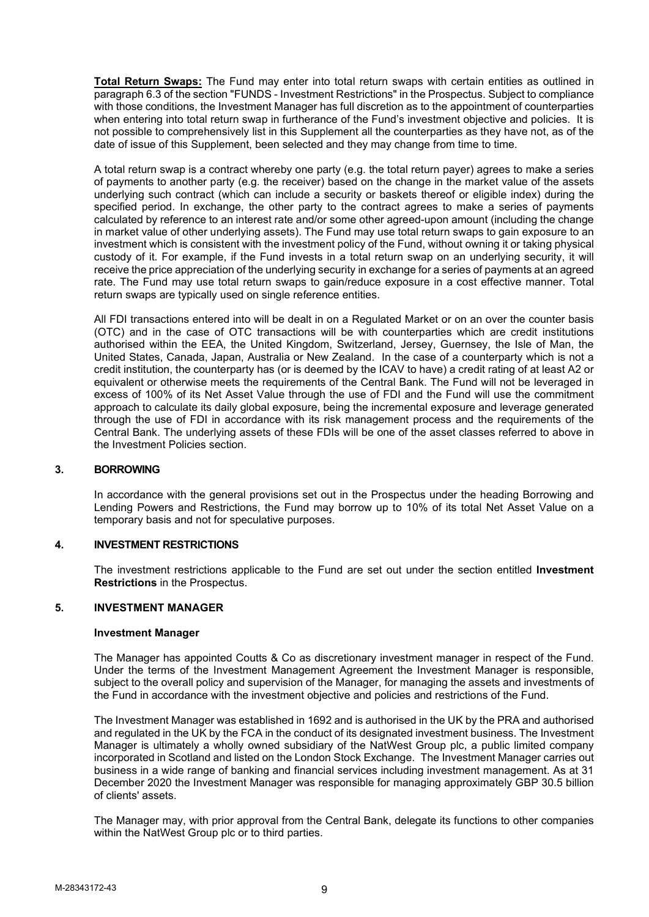**Total Return Swaps:** The Fund may enter into total return swaps with certain entities as outlined in paragraph 6.3 of the section "FUNDS - Investment Restrictions" in the Prospectus. Subject to compliance with those conditions, the Investment Manager has full discretion as to the appointment of counterparties when entering into total return swap in furtherance of the Fund's investment objective and policies. It is not possible to comprehensively list in this Supplement all the counterparties as they have not, as of the date of issue of this Supplement, been selected and they may change from time to time.

A total return swap is a contract whereby one party (e.g. the total return payer) agrees to make a series of payments to another party (e.g. the receiver) based on the change in the market value of the assets underlying such contract (which can include a security or baskets thereof or eligible index) during the specified period. In exchange, the other party to the contract agrees to make a series of payments calculated by reference to an interest rate and/or some other agreed-upon amount (including the change in market value of other underlying assets). The Fund may use total return swaps to gain exposure to an investment which is consistent with the investment policy of the Fund, without owning it or taking physical custody of it. For example, if the Fund invests in a total return swap on an underlying security, it will receive the price appreciation of the underlying security in exchange for a series of payments at an agreed rate. The Fund may use total return swaps to gain/reduce exposure in a cost effective manner. Total return swaps are typically used on single reference entities.

All FDI transactions entered into will be dealt in on a Regulated Market or on an over the counter basis (OTC) and in the case of OTC transactions will be with counterparties which are credit institutions authorised within the EEA, the United Kingdom, Switzerland, Jersey, Guernsey, the Isle of Man, the United States, Canada, Japan, Australia or New Zealand. In the case of a counterparty which is not a credit institution, the counterparty has (or is deemed by the ICAV to have) a credit rating of at least A2 or equivalent or otherwise meets the requirements of the Central Bank. The Fund will not be leveraged in excess of 100% of its Net Asset Value through the use of FDI and the Fund will use the commitment approach to calculate its daily global exposure, being the incremental exposure and leverage generated through the use of FDI in accordance with its risk management process and the requirements of the Central Bank. The underlying assets of these FDIs will be one of the asset classes referred to above in the Investment Policies section.

## 3. BORROWING

In accordance with the general provisions set out in the Prospectus under the heading Borrowing and Lending Powers and Restrictions, the Fund may borrow up to 10% of its total Net Asset Value on a temporary basis and not for speculative purposes.

## 4. INVESTMENT RESTRICTIONS

The investment restrictions applicable to the Fund are set out under the section entitled **Investment Restrictions** in the Prospectus.

## 5. INVESTMENT MANAGER

### Investment Manager

The Manager has appointed Coutts & Co as discretionary investment manager in respect of the Fund. Under the terms of the Investment Management Agreement the Investment Manager is responsible, subject to the overall policy and supervision of the Manager, for managing the assets and investments of the Fund in accordance with the investment objective and policies and restrictions of the Fund.

The Investment Manager was established in 1692 and is authorised in the UK by the PRA and authorised and regulated in the UK by the FCA in the conduct of its designated investment business. The Investment Manager is ultimately a wholly owned subsidiary of the NatWest Group plc, a public limited company incorporated in Scotland and listed on the London Stock Exchange. The Investment Manager carries out business in a wide range of banking and financial services including investment management. As at 31 December 2020 the Investment Manager was responsible for managing approximately GBP 30.5 billion of clients' assets.

The Manager may, with prior approval from the Central Bank, delegate its functions to other companies within the NatWest Group plc or to third parties.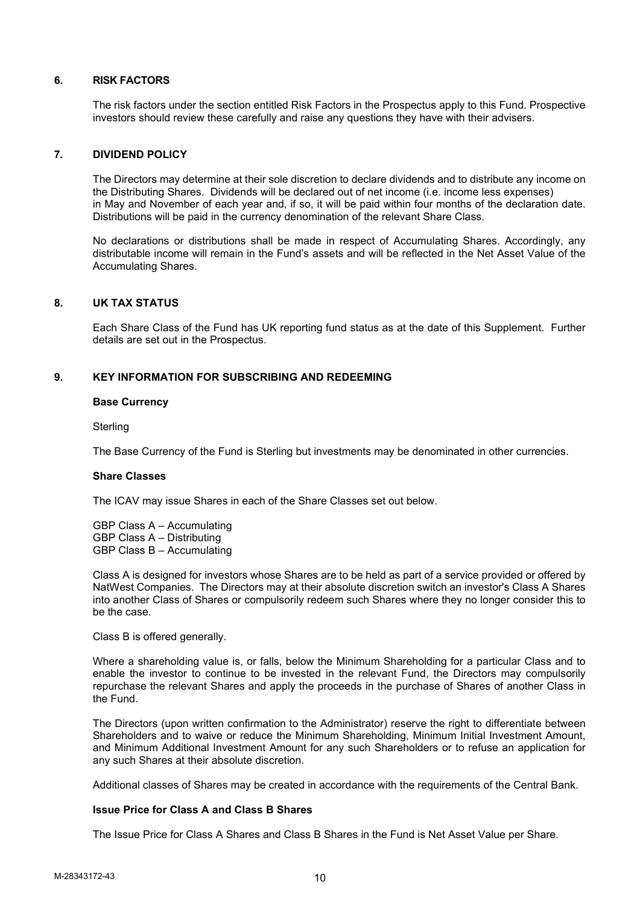## 6. RISK FACTORS

The risk factors under the section entitled Risk Factors in the Prospectus apply to this Fund. Prospective investors should review these carefully and raise any questions they have with their advisers.

## 7. DIVIDEND POLICY

The Directors may determine at their sole discretion to declare dividends and to distribute any income on the Distributing Shares. Dividends will be declared out of net income (i.e. income less expenses) in May and November of each year and, if so, it will be paid within four months of the declaration date. Distributions will be paid in the currency denomination of the relevant Share Class.

No declarations or distributions shall be made in respect of Accumulating Shares. Accordingly, any distributable income will remain in the Fund's assets and will be reflected in the Net Asset Value of the Accumulating Shares.

## 8. UK TAX STATUS

Each Share Class of the Fund has UK reporting fund status as at the date of this Supplement. Further details are set out in the Prospectus.

## 9. KEY INFORMATION FOR SUBSCRIBING AND REDEEMING

**Base Currency**

Sterling

The Base Currency of the Fund is Sterling but investments may be denominated in other currencies.

**Share Classes**

The ICAV may issue Shares in each of the Share Classes set out below.

GBP Class A – Accumulating
GBP Class A – Distributing
GBP Class B – Accumulating

Class A is designed for investors whose Shares are to be held as part of a service provided or offered by NatWest Companies. The Directors may at their absolute discretion switch an investor's Class A Shares into another Class of Shares or compulsorily redeem such Shares where they no longer consider this to be the case.

Class B is offered generally.

Where a shareholding value is, or falls, below the Minimum Shareholding for a particular Class and to enable the investor to continue to be invested in the relevant Fund, the Directors may compulsorily repurchase the relevant Shares and apply the proceeds in the purchase of Shares of another Class in the Fund.

The Directors (upon written confirmation to the Administrator) reserve the right to differentiate between Shareholders and to waive or reduce the Minimum Shareholding, Minimum Initial Investment Amount, and Minimum Additional Investment Amount for any such Shareholders or to refuse an application for any such Shares at their absolute discretion.

Additional classes of Shares may be created in accordance with the requirements of the Central Bank.

**Issue Price for Class A and Class B Shares**

The Issue Price for Class A Shares and Class B Shares in the Fund is Net Asset Value per Share.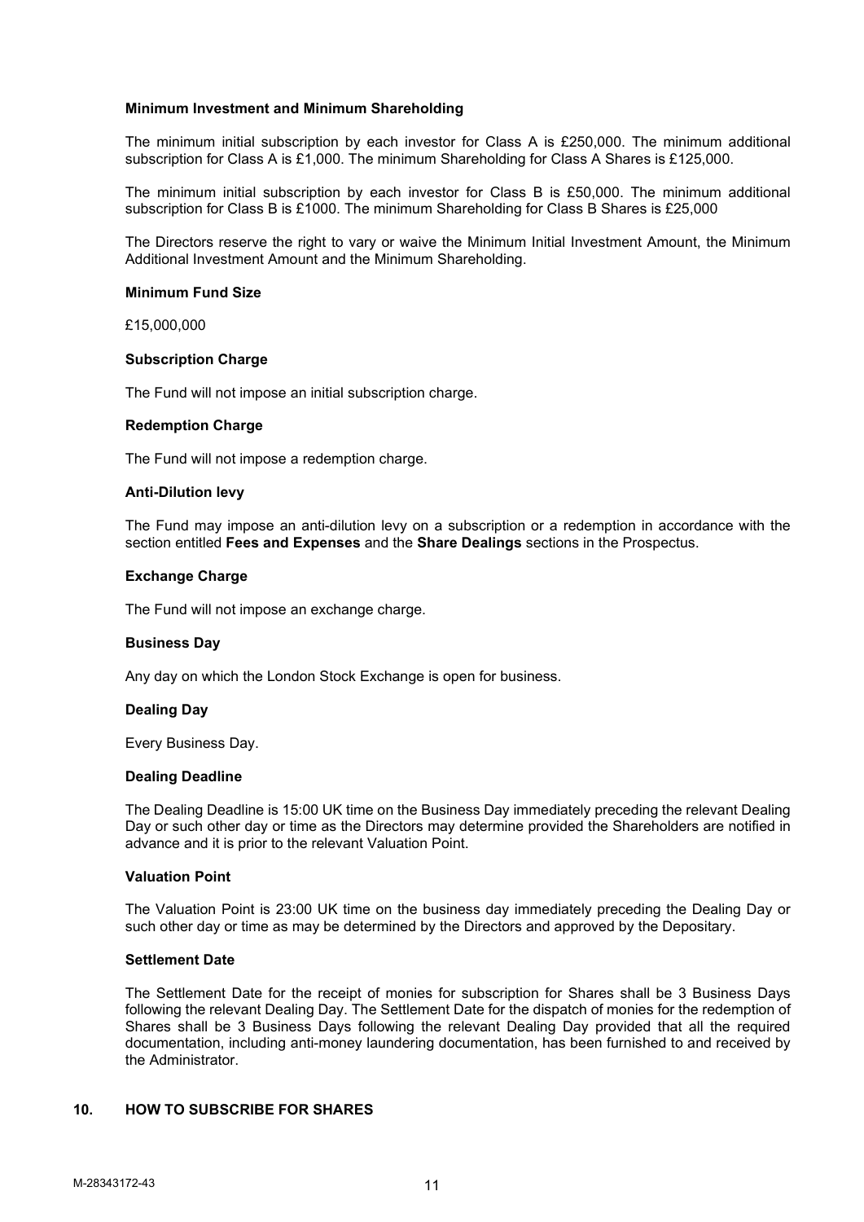**Minimum Investment and Minimum Shareholding**

The minimum initial subscription by each investor for Class A is £250,000. The minimum additional subscription for Class A is £1,000. The minimum Shareholding for Class A Shares is £125,000.

The minimum initial subscription by each investor for Class B is £50,000. The minimum additional subscription for Class B is £1000. The minimum Shareholding for Class B Shares is £25,000

The Directors reserve the right to vary or waive the Minimum Initial Investment Amount, the Minimum Additional Investment Amount and the Minimum Shareholding.

**Minimum Fund Size**

£15,000,000

**Subscription Charge**

The Fund will not impose an initial subscription charge.

**Redemption Charge**

The Fund will not impose a redemption charge.

**Anti-Dilution levy**

The Fund may impose an anti-dilution levy on a subscription or a redemption in accordance with the section entitled **Fees and Expenses** and the **Share Dealings** sections in the Prospectus.

**Exchange Charge**

The Fund will not impose an exchange charge.

**Business Day**

Any day on which the London Stock Exchange is open for business.

**Dealing Day**

Every Business Day.

**Dealing Deadline**

The Dealing Deadline is 15:00 UK time on the Business Day immediately preceding the relevant Dealing Day or such other day or time as the Directors may determine provided the Shareholders are notified in advance and it is prior to the relevant Valuation Point.

**Valuation Point**

The Valuation Point is 23:00 UK time on the business day immediately preceding the Dealing Day or such other day or time as may be determined by the Directors and approved by the Depositary.

**Settlement Date**

The Settlement Date for the receipt of monies for subscription for Shares shall be 3 Business Days following the relevant Dealing Day. The Settlement Date for the dispatch of monies for the redemption of Shares shall be 3 Business Days following the relevant Dealing Day provided that all the required documentation, including anti-money laundering documentation, has been furnished to and received by the Administrator.

## 10. HOW TO SUBSCRIBE FOR SHARES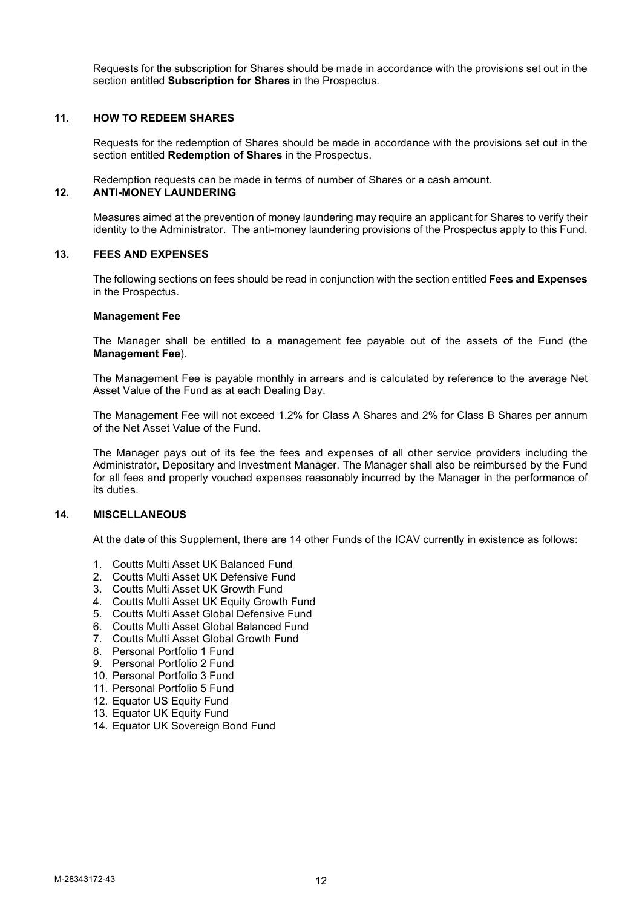Requests for the subscription for Shares should be made in accordance with the provisions set out in the section entitled **Subscription for Shares** in the Prospectus.

## 11. HOW TO REDEEM SHARES

Requests for the redemption of Shares should be made in accordance with the provisions set out in the section entitled **Redemption of Shares** in the Prospectus.

Redemption requests can be made in terms of number of Shares or a cash amount.

## 12. ANTI-MONEY LAUNDERING

Measures aimed at the prevention of money laundering may require an applicant for Shares to verify their identity to the Administrator. The anti-money laundering provisions of the Prospectus apply to this Fund.

## 13. FEES AND EXPENSES

The following sections on fees should be read in conjunction with the section entitled **Fees and Expenses** in the Prospectus.

**Management Fee**

The Manager shall be entitled to a management fee payable out of the assets of the Fund (the **Management Fee**).

The Management Fee is payable monthly in arrears and is calculated by reference to the average Net Asset Value of the Fund as at each Dealing Day.

The Management Fee will not exceed 1.2% for Class A Shares and 2% for Class B Shares per annum of the Net Asset Value of the Fund.

The Manager pays out of its fee the fees and expenses of all other service providers including the Administrator, Depositary and Investment Manager. The Manager shall also be reimbursed by the Fund for all fees and properly vouched expenses reasonably incurred by the Manager in the performance of its duties.

## 14. MISCELLANEOUS

At the date of this Supplement, there are 14 other Funds of the ICAV currently in existence as follows:

1. Coutts Multi Asset UK Balanced Fund
2. Coutts Multi Asset UK Defensive Fund
3. Coutts Multi Asset UK Growth Fund
4. Coutts Multi Asset UK Equity Growth Fund
5. Coutts Multi Asset Global Defensive Fund
6. Coutts Multi Asset Global Balanced Fund
7. Coutts Multi Asset Global Growth Fund
8. Personal Portfolio 1 Fund
9. Personal Portfolio 2 Fund
10. Personal Portfolio 3 Fund
11. Personal Portfolio 5 Fund
12. Equator US Equity Fund
13. Equator UK Equity Fund
14. Equator UK Sovereign Bond Fund